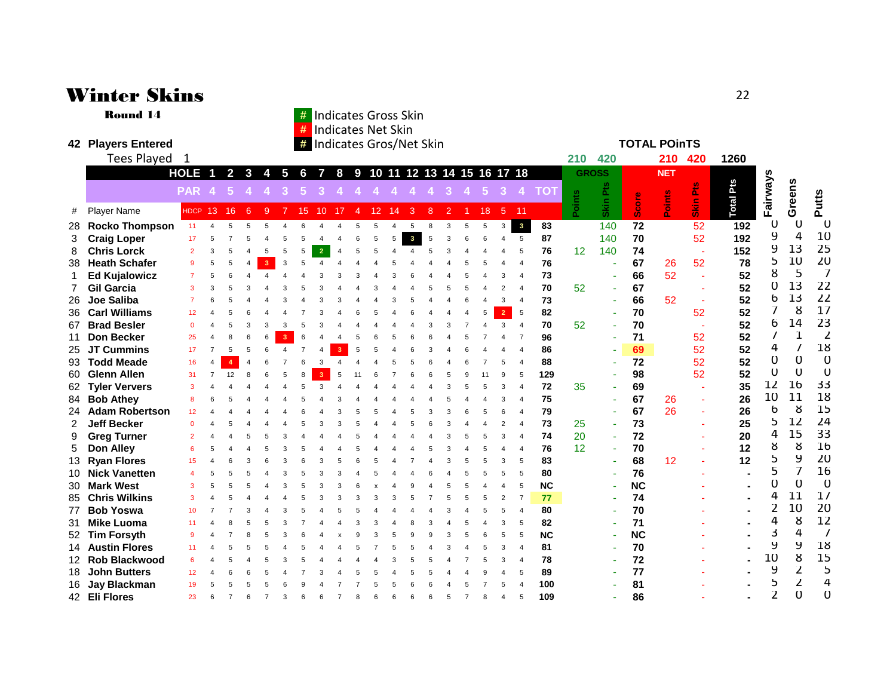# Winter Skins

**Round 14**

- # Indicates Gross Skin
- # Indicates Net Skin
- # Indicates Gros/Net Skin

**42 Players Entered**

Tees Played 1

**TOTAL POinTS**

| # | Player Name | HDCP | 1 | 2 | 3 | 4 | 5 | 6 | 7 | 8 | 9 | 10 | 11 | 12 | 13 | 14 | 15 | 16 | 17 | 18 | TOT | GROSS Points (210) | GROSS Skin Pts (420) | NET Score | NET Points (210) | NET Skin Pts (420) | Total Pts (1260) | Fairways | Greens | Putts |
|---|---|---|---|---|---|---|---|---|---|---|---|---|---|---|---|---|---|---|---|---|---|---|---|---|---|---|---|---|---|---|
| | PAR | | 4 | 5 | 4 | 4 | 3 | 5 | 3 | 4 | 4 | 4 | 4 | 4 | 4 | 3 | 4 | 5 | 3 | 4 | TOT | | | | | | | | | |
| | HDCP | | 13 | 16 | 6 | 9 | 7 | 15 | 10 | 17 | 4 | 12 | 14 | 3 | 8 | 2 | 1 | 18 | 5 | 11 | | | | | | | | | | |
| 28 | Rocko Thompson | 11 | 4 | 5 | 5 | 5 | 4 | 6 | 4 | 4 | 5 | 5 | 4 | 5 | 8 | 3 | 5 | 5 | 3 | 3 | 83 | | 140 | 72 | | 52 | 192 | 0 | 0 | 0 |
| 3 | Craig Loper | 17 | 5 | 7 | 5 | 4 | 5 | 5 | 4 | 4 | 6 | 5 | 5 | 3 | 5 | 3 | 6 | 6 | 4 | 5 | 87 | | 140 | 70 | | 52 | 192 | 9 | 4 | 10 |
| 8 | Chris Lorck | 2 | 3 | 5 | 4 | 5 | 5 | 5 | 2 | 4 | 5 | 5 | 4 | 4 | 5 | 3 | 4 | 4 | 4 | 5 | 76 | 12 | 140 | 74 | | - | 152 | 9 | 13 | 25 |
| 38 | Heath Schafer | 9 | 5 | 5 | 4 | 3 | 3 | 5 | 4 | 4 | 4 | 4 | 5 | 4 | 4 | 4 | 5 | 5 | 4 | 4 | 76 | | - | 67 | 26 | 52 | 78 | 5 | 10 | 20 |
| 1 | Ed Kujalowicz | 7 | 5 | 6 | 4 | 4 | 4 | 4 | 3 | 3 | 3 | 4 | 3 | 6 | 4 | 4 | 5 | 4 | 3 | 4 | 73 | | - | 66 | 52 | - | 52 | 8 | 5 | 7 |
| 7 | Gil Garcia | 3 | 3 | 5 | 3 | 4 | 3 | 5 | 3 | 4 | 4 | 3 | 4 | 4 | 5 | 5 | 5 | 4 | 2 | 4 | 70 | 52 | - | 67 | | - | 52 | 0 | 13 | 22 |
| 26 | Joe Saliba | 7 | 6 | 5 | 4 | 4 | 3 | 4 | 3 | 3 | 4 | 4 | 3 | 5 | 4 | 4 | 6 | 4 | 3 | 4 | 73 | | - | 66 | 52 | - | 52 | 6 | 13 | 22 |
| 36 | Carl Williams | 12 | 4 | 5 | 6 | 4 | 4 | 7 | 3 | 4 | 6 | 5 | 4 | 6 | 4 | 4 | 4 | 5 | 2 | 5 | 82 | | - | 70 | | 52 | 52 | 7 | 8 | 17 |
| 67 | Brad Besler | 0 | 4 | 5 | 3 | 3 | 3 | 5 | 3 | 4 | 4 | 4 | 4 | 4 | 3 | 3 | 7 | 4 | 3 | 4 | 70 | 52 | - | 70 | | - | 52 | 6 | 14 | 23 |
| 11 | Don Becker | 25 | 4 | 8 | 6 | 6 | 3 | 6 | 4 | 4 | 5 | 6 | 5 | 6 | 6 | 4 | 5 | 7 | 4 | 7 | 96 | | - | 71 | | 52 | 52 | 7 | 1 | 2 |
| 25 | JT Cummins | 17 | 7 | 5 | 5 | 6 | 4 | 7 | 4 | 3 | 5 | 5 | 4 | 6 | 3 | 4 | 6 | 4 | 4 | 4 | 86 | | - | 69 | | 52 | 52 | 4 | 7 | 18 |
| 93 | Todd Meade | 16 | 4 | 4 | 4 | 6 | 7 | 6 | 3 | 4 | 4 | 4 | 5 | 5 | 6 | 4 | 6 | 7 | 5 | 4 | 88 | | - | 72 | | 52 | 52 | 0 | 0 | 0 |
| 60 | Glenn Allen | 31 | 7 | 12 | 8 | 6 | 5 | 8 | 3 | 5 | 11 | 6 | 7 | 6 | 6 | 5 | 9 | 11 | 9 | 5 | 129 | | - | 98 | | 52 | 52 | 0 | 0 | 0 |
| 62 | Tyler Ververs | 3 | 4 | 4 | 4 | 4 | 4 | 5 | 3 | 4 | 4 | 4 | 4 | 4 | 4 | 3 | 5 | 5 | 3 | 4 | 72 | 35 | - | 69 | | - | 35 | 12 | 16 | 33 |
| 84 | Bob Athey | 8 | 6 | 5 | 4 | 4 | 4 | 5 | 4 | 3 | 4 | 4 | 4 | 4 | 4 | 5 | 4 | 4 | 3 | 4 | 75 | | - | 67 | 26 | - | 26 | 10 | 11 | 18 |
| 24 | Adam Robertson | 12 | 4 | 4 | 4 | 4 | 4 | 6 | 4 | 3 | 5 | 5 | 4 | 5 | 3 | 3 | 6 | 5 | 6 | 4 | 79 | | - | 67 | 26 | - | 26 | 6 | 8 | 15 |
| 2 | Jeff Becker | 0 | 4 | 5 | 4 | 4 | 4 | 5 | 3 | 3 | 5 | 4 | 4 | 5 | 6 | 3 | 4 | 4 | 2 | 4 | 73 | 25 | - | 73 | | - | 25 | 5 | 12 | 24 |
| 9 | Greg Turner | 2 | 4 | 4 | 5 | 5 | 3 | 4 | 4 | 4 | 5 | 4 | 4 | 4 | 4 | 3 | 5 | 5 | 3 | 4 | 74 | 20 | - | 72 | | - | 20 | 4 | 15 | 33 |
| 5 | Don Alley | 6 | 5 | 4 | 4 | 5 | 3 | 5 | 4 | 4 | 5 | 4 | 4 | 4 | 5 | 3 | 4 | 5 | 4 | 4 | 76 | 12 | - | 70 | | - | 12 | 8 | 8 | 16 |
| 13 | Ryan Flores | 15 | 4 | 6 | 3 | 6 | 3 | 6 | 3 | 5 | 6 | 5 | 4 | 7 | 4 | 3 | 5 | 5 | 3 | 5 | 83 | | - | 68 | 12 | - | 12 | 5 | 9 | 20 |
| 10 | Nick Vanetten | 4 | 5 | 5 | 5 | 4 | 3 | 5 | 3 | 3 | 4 | 5 | 4 | 4 | 6 | 4 | 5 | 5 | 5 | 5 | 80 | | - | 76 | | - | - | 5 | 7 | 16 |
| 30 | Mark West | 3 | 5 | 5 | 5 | 4 | 3 | 5 | 3 | 3 | 6 | x | 4 | 9 | 4 | 5 | 5 | 4 | 4 | 5 | NC | | - | NC | | - | - | 0 | 0 | 0 |
| 85 | Chris Wilkins | 3 | 4 | 5 | 4 | 4 | 4 | 5 | 3 | 3 | 3 | 3 | 3 | 5 | 7 | 5 | 5 | 5 | 2 | 7 | 77 | | - | 74 | | - | - | 4 | 11 | 17 |
| 77 | Bob Yoswa | 10 | 7 | 7 | 3 | 4 | 3 | 5 | 4 | 5 | 5 | 4 | 4 | 4 | 4 | 3 | 4 | 5 | 5 | 4 | 80 | | - | 70 | | - | - | 2 | 10 | 20 |
| 31 | Mike Luoma | 11 | 4 | 8 | 5 | 5 | 3 | 7 | 4 | 4 | 3 | 3 | 4 | 8 | 3 | 4 | 5 | 4 | 3 | 5 | 82 | | - | 71 | | - | - | 4 | 8 | 12 |
| 52 | Tim Forsyth | 9 | 4 | 7 | 8 | 5 | 3 | 6 | 4 | x | 9 | 3 | 5 | 9 | 9 | 3 | 5 | 6 | 5 | 5 | NC | | - | NC | | - | - | 3 | 4 | 7 |
| 14 | Austin Flores | 11 | 4 | 5 | 5 | 5 | 4 | 5 | 4 | 4 | 5 | 7 | 5 | 5 | 4 | 3 | 4 | 5 | 3 | 4 | 81 | | - | 70 | | - | - | 9 | 9 | 18 |
| 12 | Rob Blackwood | 6 | 4 | 5 | 4 | 5 | 3 | 5 | 4 | 4 | 4 | 4 | 3 | 5 | 5 | 4 | 7 | 5 | 3 | 4 | 78 | | - | 72 | | - | - | 10 | 8 | 15 |
| 18 | John Butters | 12 | 4 | 6 | 6 | 5 | 4 | 7 | 3 | 4 | 5 | 5 | 4 | 5 | 5 | 4 | 4 | 9 | 4 | 5 | 89 | | - | 77 | | - | - | 9 | 2 | 5 |
| 16 | Jay Blackman | 19 | 5 | 5 | 5 | 5 | 6 | 9 | 4 | 7 | 7 | 5 | 5 | 6 | 6 | 4 | 5 | 7 | 5 | 4 | 100 | | - | 81 | | - | - | 5 | 2 | 4 |
| 42 | Eli Flores | 23 | 6 | 7 | 6 | 7 | 3 | 6 | 6 | 7 | 8 | 6 | 6 | 6 | 6 | 5 | 7 | 8 | 4 | 5 | 109 | | - | 86 | | - | - | 2 | 0 | 0 |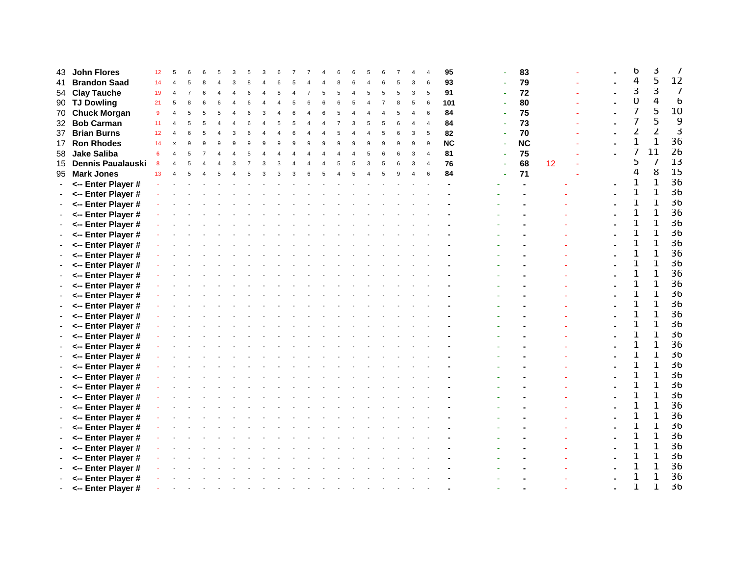| | | | | | | | | | | | | | | | | | | | | | | | | | | | | | |
|---|---|---|---|---|---|---|---|---|---|---|---|---|---|---|---|---|---|---|---|---|---|---|---|---|---|---|---|---|---|
| 43 | John Flores | 12 | 5 | 6 | 6 | 5 | 3 | 5 | 3 | 6 | 7 | 7 | 4 | 6 | 6 | 5 | 6 | 7 | 4 | 4 | 95 | - | 83 | | - | - | 6 | 3 | 7 |
| 41 | Brandon Saad | 14 | 4 | 5 | 8 | 4 | 3 | 8 | 4 | 6 | 5 | 4 | 4 | 8 | 6 | 4 | 6 | 5 | 3 | 6 | 93 | - | 79 | | - | - | 4 | 5 | 12 |
| 54 | Clay Tauche | 19 | 4 | 7 | 6 | 4 | 4 | 6 | 4 | 8 | 4 | 7 | 5 | 5 | 4 | 5 | 5 | 5 | 3 | 5 | 91 | - | 72 | | - | - | 3 | 3 | 7 |
| 90 | TJ Dowling | 21 | 5 | 8 | 6 | 6 | 4 | 6 | 4 | 4 | 5 | 6 | 6 | 6 | 5 | 4 | 7 | 8 | 5 | 6 | 101 | - | 80 | | - | - | 0 | 4 | 6 |
| 70 | Chuck Morgan | 9 | 4 | 5 | 5 | 5 | 4 | 6 | 3 | 4 | 6 | 4 | 6 | 5 | 4 | 4 | 4 | 5 | 4 | 6 | 84 | - | 75 | | - | - | 7 | 5 | 10 |
| 32 | Bob Carman | 11 | 4 | 5 | 5 | 4 | 4 | 6 | 4 | 5 | 5 | 4 | 4 | 7 | 3 | 5 | 5 | 6 | 4 | 4 | 84 | - | 73 | | - | - | 7 | 5 | 9 |
| 37 | Brian Burns | 12 | 4 | 6 | 5 | 4 | 3 | 6 | 4 | 4 | 6 | 4 | 4 | 5 | 4 | 4 | 5 | 6 | 3 | 5 | 82 | - | 70 | | - | - | 2 | 2 | 3 |
| 17 | Ron Rhodes | 14 | x | 9 | 9 | 9 | 9 | 9 | 9 | 9 | 9 | 9 | 9 | 9 | 9 | 9 | 9 | 9 | 9 | 9 | NC | - | NC | | - | - | 1 | 1 | 36 |
| 58 | Jake Saliba | 6 | 4 | 5 | 7 | 4 | 4 | 5 | 4 | 4 | 4 | 4 | 4 | 4 | 4 | 5 | 6 | 6 | 3 | 4 | 81 | - | 75 | | - | - | 7 | 11 | 26 |
| 15 | Dennis Paualauski | 8 | 4 | 5 | 4 | 4 | 3 | 7 | 3 | 3 | 4 | 4 | 4 | 5 | 5 | 3 | 5 | 6 | 3 | 4 | 76 | - | 68 | 12 | - | | 5 | 7 | 13 |
| 95 | Mark Jones | 13 | 4 | 5 | 4 | 5 | 4 | 5 | 3 | 3 | 3 | 6 | 5 | 4 | 5 | 4 | 5 | 9 | 4 | 6 | 84 | - | 71 | | - | | 4 | 8 | 15 |
| - | <-- Enter Player # | - | - | - | - | - | - | - | - | - | - | - | - | - | - | - | - | - | - | - | - | - | - | | - | - | 1 | 1 | 36 |
| - | <-- Enter Player # | - | - | - | - | - | - | - | - | - | - | - | - | - | - | - | - | - | - | - | - | - | - | | - | - | 1 | 1 | 36 |
| - | <-- Enter Player # | - | - | - | - | - | - | - | - | - | - | - | - | - | - | - | - | - | - | - | - | - | - | | - | - | 1 | 1 | 36 |
| - | <-- Enter Player # | - | - | - | - | - | - | - | - | - | - | - | - | - | - | - | - | - | - | - | - | - | - | | - | - | 1 | 1 | 36 |
| - | <-- Enter Player # | - | - | - | - | - | - | - | - | - | - | - | - | - | - | - | - | - | - | - | - | - | - | | - | - | 1 | 1 | 36 |
| - | <-- Enter Player # | - | - | - | - | - | - | - | - | - | - | - | - | - | - | - | - | - | - | - | - | - | - | | - | - | 1 | 1 | 36 |
| - | <-- Enter Player # | - | - | - | - | - | - | - | - | - | - | - | - | - | - | - | - | - | - | - | - | - | - | | - | - | 1 | 1 | 36 |
| - | <-- Enter Player # | - | - | - | - | - | - | - | - | - | - | - | - | - | - | - | - | - | - | - | - | - | - | | - | - | 1 | 1 | 36 |
| - | <-- Enter Player # | - | - | - | - | - | - | - | - | - | - | - | - | - | - | - | - | - | - | - | - | - | - | | - | - | 1 | 1 | 36 |
| - | <-- Enter Player # | - | - | - | - | - | - | - | - | - | - | - | - | - | - | - | - | - | - | - | - | - | - | | - | - | 1 | 1 | 36 |
| - | <-- Enter Player # | - | - | - | - | - | - | - | - | - | - | - | - | - | - | - | - | - | - | - | - | - | - | | - | - | 1 | 1 | 36 |
| - | <-- Enter Player # | - | - | - | - | - | - | - | - | - | - | - | - | - | - | - | - | - | - | - | - | - | - | | - | - | 1 | 1 | 36 |
| - | <-- Enter Player # | - | - | - | - | - | - | - | - | - | - | - | - | - | - | - | - | - | - | - | - | - | - | | - | - | 1 | 1 | 36 |
| - | <-- Enter Player # | - | - | - | - | - | - | - | - | - | - | - | - | - | - | - | - | - | - | - | - | - | - | | - | - | 1 | 1 | 36 |
| - | <-- Enter Player # | - | - | - | - | - | - | - | - | - | - | - | - | - | - | - | - | - | - | - | - | - | - | | - | - | 1 | 1 | 36 |
| - | <-- Enter Player # | - | - | - | - | - | - | - | - | - | - | - | - | - | - | - | - | - | - | - | - | - | - | | - | - | 1 | 1 | 36 |
| - | <-- Enter Player # | - | - | - | - | - | - | - | - | - | - | - | - | - | - | - | - | - | - | - | - | - | - | | - | - | 1 | 1 | 36 |
| - | <-- Enter Player # | - | - | - | - | - | - | - | - | - | - | - | - | - | - | - | - | - | - | - | - | - | - | | - | - | 1 | 1 | 36 |
| - | <-- Enter Player # | - | - | - | - | - | - | - | - | - | - | - | - | - | - | - | - | - | - | - | - | - | - | | - | - | 1 | 1 | 36 |
| - | <-- Enter Player # | - | - | - | - | - | - | - | - | - | - | - | - | - | - | - | - | - | - | - | - | - | - | | - | - | 1 | 1 | 36 |
| - | <-- Enter Player # | - | - | - | - | - | - | - | - | - | - | - | - | - | - | - | - | - | - | - | - | - | - | | - | - | 1 | 1 | 36 |
| - | <-- Enter Player # | - | - | - | - | - | - | - | - | - | - | - | - | - | - | - | - | - | - | - | - | - | - | | - | - | 1 | 1 | 36 |
| - | <-- Enter Player # | - | - | - | - | - | - | - | - | - | - | - | - | - | - | - | - | - | - | - | - | - | - | | - | - | 1 | 1 | 36 |
| - | <-- Enter Player # | - | - | - | - | - | - | - | - | - | - | - | - | - | - | - | - | - | - | - | - | - | - | | - | - | 1 | 1 | 36 |
| - | <-- Enter Player # | - | - | - | - | - | - | - | - | - | - | - | - | - | - | - | - | - | - | - | - | - | - | | - | - | 1 | 1 | 36 |
| - | <-- Enter Player # | - | - | - | - | - | - | - | - | - | - | - | - | - | - | - | - | - | - | - | - | - | - | | - | - | 1 | 1 | 36 |
| - | <-- Enter Player # | - | - | - | - | - | - | - | - | - | - | - | - | - | - | - | - | - | - | - | - | - | - | | - | - | 1 | 1 | 36 |
| - | <-- Enter Player # | - | - | - | - | - | - | - | - | - | - | - | - | - | - | - | - | - | - | - | - | - | - | | - | - | 1 | 1 | 36 |
| - | <-- Enter Player # | - | - | - | - | - | - | - | - | - | - | - | - | - | - | - | - | - | - | - | - | - | - | | - | - | 1 | 1 | 36 |
| - | <-- Enter Player # | - | - | - | - | - | - | - | - | - | - | - | - | - | - | - | - | - | - | - | - | - | - | | - | - | 1 | 1 | 36 |
| - | <-- Enter Player # | - | - | - | - | - | - | - | - | - | - | - | - | - | - | - | - | - | - | - | - | - | - | | - | - | 1 | 1 | 36 |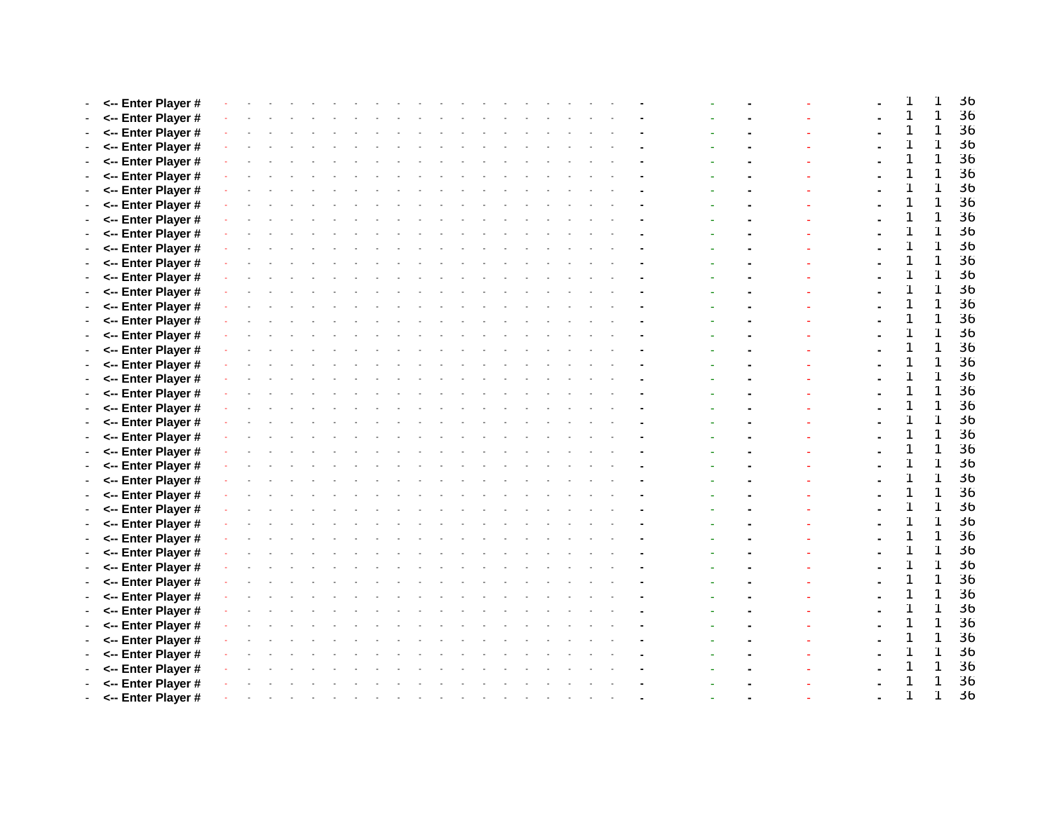| | | | | | | | | | | | | | | | | | | | | | | | | | | | | |
|---|---|---|---|---|---|---|---|---|---|---|---|---|---|---|---|---|---|---|---|---|---|---|---|---|---|---|---|---|
| - | **<-- Enter Player #** | - | - | - | - | - | - | - | - | - | - | - | - | - | - | - | - | - | - | - | - | - | - | - | - | 1 | 1 | 36 |
| - | **<-- Enter Player #** | - | - | - | - | - | - | - | - | - | - | - | - | - | - | - | - | - | - | - | - | - | - | - | - | 1 | 1 | 36 |
| - | **<-- Enter Player #** | - | - | - | - | - | - | - | - | - | - | - | - | - | - | - | - | - | - | - | - | - | - | - | - | 1 | 1 | 36 |
| - | **<-- Enter Player #** | - | - | - | - | - | - | - | - | - | - | - | - | - | - | - | - | - | - | - | - | - | - | - | - | 1 | 1 | 36 |
| - | **<-- Enter Player #** | - | - | - | - | - | - | - | - | - | - | - | - | - | - | - | - | - | - | - | - | - | - | - | - | 1 | 1 | 36 |
| - | **<-- Enter Player #** | - | - | - | - | - | - | - | - | - | - | - | - | - | - | - | - | - | - | - | - | - | - | - | - | 1 | 1 | 36 |
| - | **<-- Enter Player #** | - | - | - | - | - | - | - | - | - | - | - | - | - | - | - | - | - | - | - | - | - | - | - | - | 1 | 1 | 36 |
| - | **<-- Enter Player #** | - | - | - | - | - | - | - | - | - | - | - | - | - | - | - | - | - | - | - | - | - | - | - | - | 1 | 1 | 36 |
| - | **<-- Enter Player #** | - | - | - | - | - | - | - | - | - | - | - | - | - | - | - | - | - | - | - | - | - | - | - | - | 1 | 1 | 36 |
| - | **<-- Enter Player #** | - | - | - | - | - | - | - | - | - | - | - | - | - | - | - | - | - | - | - | - | - | - | - | - | 1 | 1 | 36 |
| - | **<-- Enter Player #** | - | - | - | - | - | - | - | - | - | - | - | - | - | - | - | - | - | - | - | - | - | - | - | - | 1 | 1 | 36 |
| - | **<-- Enter Player #** | - | - | - | - | - | - | - | - | - | - | - | - | - | - | - | - | - | - | - | - | - | - | - | - | 1 | 1 | 36 |
| - | **<-- Enter Player #** | - | - | - | - | - | - | - | - | - | - | - | - | - | - | - | - | - | - | - | - | - | - | - | - | 1 | 1 | 36 |
| - | **<-- Enter Player #** | - | - | - | - | - | - | - | - | - | - | - | - | - | - | - | - | - | - | - | - | - | - | - | - | 1 | 1 | 36 |
| - | **<-- Enter Player #** | - | - | - | - | - | - | - | - | - | - | - | - | - | - | - | - | - | - | - | - | - | - | - | - | 1 | 1 | 36 |
| - | **<-- Enter Player #** | - | - | - | - | - | - | - | - | - | - | - | - | - | - | - | - | - | - | - | - | - | - | - | - | 1 | 1 | 36 |
| - | **<-- Enter Player #** | - | - | - | - | - | - | - | - | - | - | - | - | - | - | - | - | - | - | - | - | - | - | - | - | 1 | 1 | 36 |
| - | **<-- Enter Player #** | - | - | - | - | - | - | - | - | - | - | - | - | - | - | - | - | - | - | - | - | - | - | - | - | 1 | 1 | 36 |
| - | **<-- Enter Player #** | - | - | - | - | - | - | - | - | - | - | - | - | - | - | - | - | - | - | - | - | - | - | - | - | 1 | 1 | 36 |
| - | **<-- Enter Player #** | - | - | - | - | - | - | - | - | - | - | - | - | - | - | - | - | - | - | - | - | - | - | - | - | 1 | 1 | 36 |
| - | **<-- Enter Player #** | - | - | - | - | - | - | - | - | - | - | - | - | - | - | - | - | - | - | - | - | - | - | - | - | 1 | 1 | 36 |
| - | **<-- Enter Player #** | - | - | - | - | - | - | - | - | - | - | - | - | - | - | - | - | - | - | - | - | - | - | - | - | 1 | 1 | 36 |
| - | **<-- Enter Player #** | - | - | - | - | - | - | - | - | - | - | - | - | - | - | - | - | - | - | - | - | - | - | - | - | 1 | 1 | 36 |
| - | **<-- Enter Player #** | - | - | - | - | - | - | - | - | - | - | - | - | - | - | - | - | - | - | - | - | - | - | - | - | 1 | 1 | 36 |
| - | **<-- Enter Player #** | - | - | - | - | - | - | - | - | - | - | - | - | - | - | - | - | - | - | - | - | - | - | - | - | 1 | 1 | 36 |
| - | **<-- Enter Player #** | - | - | - | - | - | - | - | - | - | - | - | - | - | - | - | - | - | - | - | - | - | - | - | - | 1 | 1 | 36 |
| - | **<-- Enter Player #** | - | - | - | - | - | - | - | - | - | - | - | - | - | - | - | - | - | - | - | - | - | - | - | - | 1 | 1 | 36 |
| - | **<-- Enter Player #** | - | - | - | - | - | - | - | - | - | - | - | - | - | - | - | - | - | - | - | - | - | - | - | - | 1 | 1 | 36 |
| - | **<-- Enter Player #** | - | - | - | - | - | - | - | - | - | - | - | - | - | - | - | - | - | - | - | - | - | - | - | - | 1 | 1 | 36 |
| - | **<-- Enter Player #** | - | - | - | - | - | - | - | - | - | - | - | - | - | - | - | - | - | - | - | - | - | - | - | - | 1 | 1 | 36 |
| - | **<-- Enter Player #** | - | - | - | - | - | - | - | - | - | - | - | - | - | - | - | - | - | - | - | - | - | - | - | - | 1 | 1 | 36 |
| - | **<-- Enter Player #** | - | - | - | - | - | - | - | - | - | - | - | - | - | - | - | - | - | - | - | - | - | - | - | - | 1 | 1 | 36 |
| - | **<-- Enter Player #** | - | - | - | - | - | - | - | - | - | - | - | - | - | - | - | - | - | - | - | - | - | - | - | - | 1 | 1 | 36 |
| - | **<-- Enter Player #** | - | - | - | - | - | - | - | - | - | - | - | - | - | - | - | - | - | - | - | - | - | - | - | - | 1 | 1 | 36 |
| - | **<-- Enter Player #** | - | - | - | - | - | - | - | - | - | - | - | - | - | - | - | - | - | - | - | - | - | - | - | - | 1 | 1 | 36 |
| - | **<-- Enter Player #** | - | - | - | - | - | - | - | - | - | - | - | - | - | - | - | - | - | - | - | - | - | - | - | - | 1 | 1 | 36 |
| - | **<-- Enter Player #** | - | - | - | - | - | - | - | - | - | - | - | - | - | - | - | - | - | - | - | - | - | - | - | - | 1 | 1 | 36 |
| - | **<-- Enter Player #** | - | - | - | - | - | - | - | - | - | - | - | - | - | - | - | - | - | - | - | - | - | - | - | - | 1 | 1 | 36 |
| - | **<-- Enter Player #** | - | - | - | - | - | - | - | - | - | - | - | - | - | - | - | - | - | - | - | - | - | - | - | - | 1 | 1 | 36 |
| - | **<-- Enter Player #** | - | - | - | - | - | - | - | - | - | - | - | - | - | - | - | - | - | - | - | - | - | - | - | - | 1 | 1 | 36 |
| - | **<-- Enter Player #** | - | - | - | - | - | - | - | - | - | - | - | - | - | - | - | - | - | - | - | - | - | - | - | - | 1 | 1 | 36 |
| - | **<-- Enter Player #** | - | - | - | - | - | - | - | - | - | - | - | - | - | - | - | - | - | - | - | - | - | - | - | - | 1 | 1 | 36 |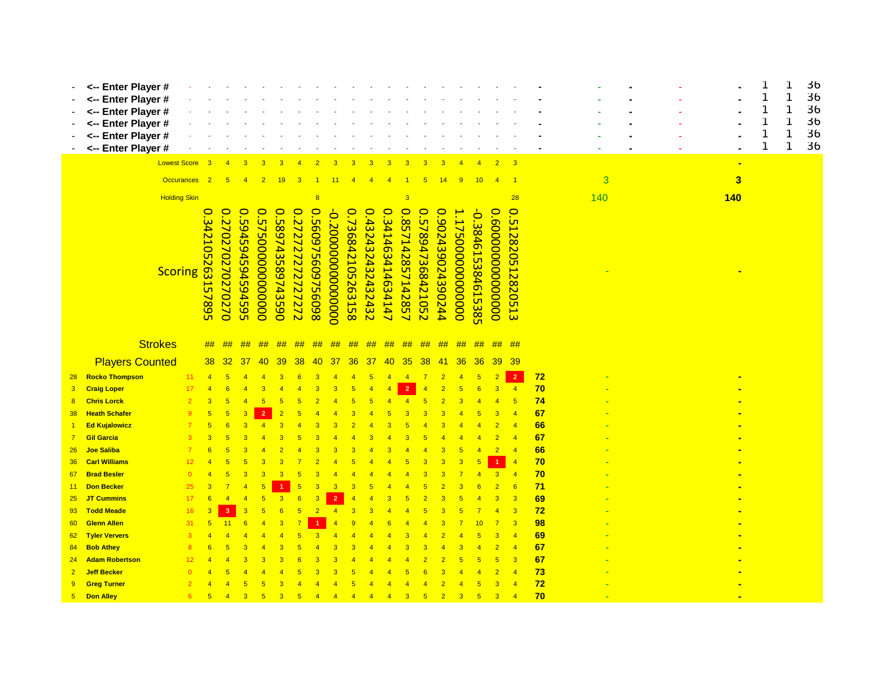| | | | | | | | | | | | | | | | | | | | | | | | | | | | | | |
|---|---|---|---|---|---|---|---|---|---|---|---|---|---|---|---|---|---|---|---|---|---|---|---|---|---|---|---|---|---|
| - | <-- Enter Player # | - | - | - | - | - | - | - | - | - | - | - | - | - | - | - | - | - | - | - | - | - | - | - | - | - | 1 | 1 | 36 |
| - | <-- Enter Player # | - | - | - | - | - | - | - | - | - | - | - | - | - | - | - | - | - | - | - | - | - | - | - | - | - | 1 | 1 | 36 |
| - | <-- Enter Player # | - | - | - | - | - | - | - | - | - | - | - | - | - | - | - | - | - | - | - | - | - | - | - | - | - | 1 | 1 | 36 |
| - | <-- Enter Player # | - | - | - | - | - | - | - | - | - | - | - | - | - | - | - | - | - | - | - | - | - | - | - | - | - | 1 | 1 | 36 |
| - | <-- Enter Player # | - | - | - | - | - | - | - | - | - | - | - | - | - | - | - | - | - | - | - | - | - | - | - | - | - | 1 | 1 | 36 |
| - | <-- Enter Player # | - | - | - | - | - | - | - | - | - | - | - | - | - | - | - | - | - | - | - | - | - | - | - | - | - | 1 | 1 | 36 |
| | Lowest Score | | 3 | 4 | 3 | 3 | 3 | 4 | 2 | 3 | 3 | 3 | 3 | 3 | 3 | 3 | 4 | 4 | 2 | 3 | | | | | | - | | | |
| | Occurances | | 2 | 5 | 4 | 2 | 19 | 3 | 1 | 11 | 4 | 4 | 4 | 1 | 5 | 14 | 9 | 10 | 4 | 1 | | 3 | | | | 3 | | | |
| | Holding Skin | | | | | | | | 8 | | | | | 3 | | | | | | 28 | | 140 | | | | 140 | | | |
| | Scoring | | 0.342105263157895 | 0.270270270270270 | 0.594594594594595 | 0.575000000000000 | 0.589743589743590 | 0.272727272727272 | 0.560975609756098 | -0.200000000000000 | 0.736842105263158 | 0.432432432432432 | 0.341463414634147 | 0.857142857142857 | 0.578947368421052 | 0.902439024390244 | 1.175000000000000 | -0.384615384615385 | 0.600000000000000 | 0.512820512820513 | | - | | | | - | | | |
| | Strokes | | ## | ## | ## | ## | ## | ## | ## | ## | ## | ## | ## | ## | ## | ## | ## | ## | ## | ## | | | | | | | | | |
| | Players Counted | | 38 | 32 | 37 | 40 | 39 | 38 | 40 | 37 | 36 | 37 | 40 | 35 | 38 | 41 | 36 | 36 | 39 | 39 | | | | | | | | | |
| 28 | Rocko Thompson | 11 | 4 | 5 | 4 | 4 | 3 | 6 | 3 | 4 | 4 | 5 | 4 | 4 | 7 | 2 | 4 | 5 | 2 | 2 | 72 | - | | | | - | | | |
| 3 | Craig Loper | 17 | 4 | 6 | 4 | 3 | 4 | 4 | 3 | 3 | 5 | 4 | 4 | 2 | 4 | 2 | 5 | 6 | 3 | 4 | 70 | - | | | | - | | | |
| 8 | Chris Lorck | 2 | 3 | 5 | 4 | 5 | 5 | 5 | 2 | 4 | 5 | 5 | 4 | 4 | 5 | 2 | 3 | 4 | 4 | 5 | 74 | - | | | | - | | | |
| 38 | Heath Schafer | 9 | 5 | 5 | 3 | 2 | 2 | 5 | 4 | 4 | 3 | 4 | 5 | 3 | 3 | 3 | 4 | 5 | 3 | 4 | 67 | - | | | | - | | | |
| 1 | Ed Kujalowicz | 7 | 5 | 6 | 3 | 4 | 3 | 4 | 3 | 3 | 2 | 4 | 3 | 5 | 4 | 3 | 4 | 4 | 2 | 4 | 66 | - | | | | - | | | |
| 7 | Gil Garcia | 3 | 3 | 5 | 3 | 4 | 3 | 5 | 3 | 4 | 4 | 3 | 4 | 3 | 5 | 4 | 4 | 4 | 2 | 4 | 67 | - | | | | - | | | |
| 26 | Joe Saliba | 7 | 6 | 5 | 3 | 4 | 2 | 4 | 3 | 3 | 3 | 4 | 3 | 4 | 4 | 3 | 5 | 4 | 2 | 4 | 66 | - | | | | - | | | |
| 36 | Carl Williams | 12 | 4 | 5 | 5 | 3 | 3 | 7 | 2 | 4 | 5 | 4 | 4 | 5 | 3 | 3 | 3 | 5 | 1 | 4 | 70 | - | | | | - | | | |
| 67 | Brad Besler | 0 | 4 | 5 | 3 | 3 | 3 | 5 | 3 | 4 | 4 | 4 | 4 | 4 | 3 | 3 | 7 | 4 | 3 | 4 | 70 | - | | | | - | | | |
| 11 | Don Becker | 25 | 3 | 7 | 4 | 5 | 1 | 5 | 3 | 3 | 3 | 5 | 4 | 4 | 5 | 2 | 3 | 6 | 2 | 6 | 71 | - | | | | - | | | |
| 25 | JT Cummins | 17 | 6 | 4 | 4 | 5 | 3 | 6 | 3 | 2 | 4 | 4 | 3 | 5 | 2 | 3 | 5 | 4 | 3 | 3 | 69 | - | | | | - | | | |
| 93 | Todd Meade | 16 | 3 | 3 | 3 | 5 | 6 | 5 | 2 | 4 | 3 | 3 | 4 | 4 | 5 | 3 | 5 | 7 | 4 | 3 | 72 | - | | | | - | | | |
| 60 | Glenn Allen | 31 | 5 | 11 | 6 | 4 | 3 | 7 | 1 | 4 | 9 | 4 | 6 | 4 | 4 | 3 | 7 | 10 | 7 | 3 | 98 | - | | | | - | | | |
| 62 | Tyler Ververs | 3 | 4 | 4 | 4 | 4 | 4 | 5 | 3 | 4 | 4 | 4 | 4 | 3 | 4 | 2 | 4 | 5 | 3 | 4 | 69 | - | | | | - | | | |
| 84 | Bob Athey | 8 | 6 | 5 | 3 | 4 | 3 | 5 | 4 | 3 | 3 | 4 | 4 | 3 | 3 | 4 | 3 | 4 | 2 | 4 | 67 | - | | | | - | | | |
| 24 | Adam Robertson | 12 | 4 | 4 | 3 | 3 | 3 | 6 | 3 | 3 | 4 | 4 | 4 | 4 | 2 | 2 | 5 | 5 | 5 | 3 | 67 | - | | | | - | | | |
| 2 | Jeff Becker | 0 | 4 | 5 | 4 | 4 | 4 | 5 | 3 | 3 | 5 | 4 | 4 | 5 | 6 | 3 | 4 | 4 | 2 | 4 | 73 | - | | | | - | | | |
| 9 | Greg Turner | 2 | 4 | 4 | 5 | 5 | 3 | 4 | 4 | 4 | 5 | 4 | 4 | 4 | 4 | 2 | 4 | 5 | 3 | 4 | 72 | - | | | | - | | | |
| 5 | Don Alley | 6 | 5 | 4 | 3 | 5 | 3 | 5 | 4 | 4 | 4 | 4 | 4 | 3 | 5 | 2 | 3 | 5 | 3 | 4 | 70 | - | | | | - | | | |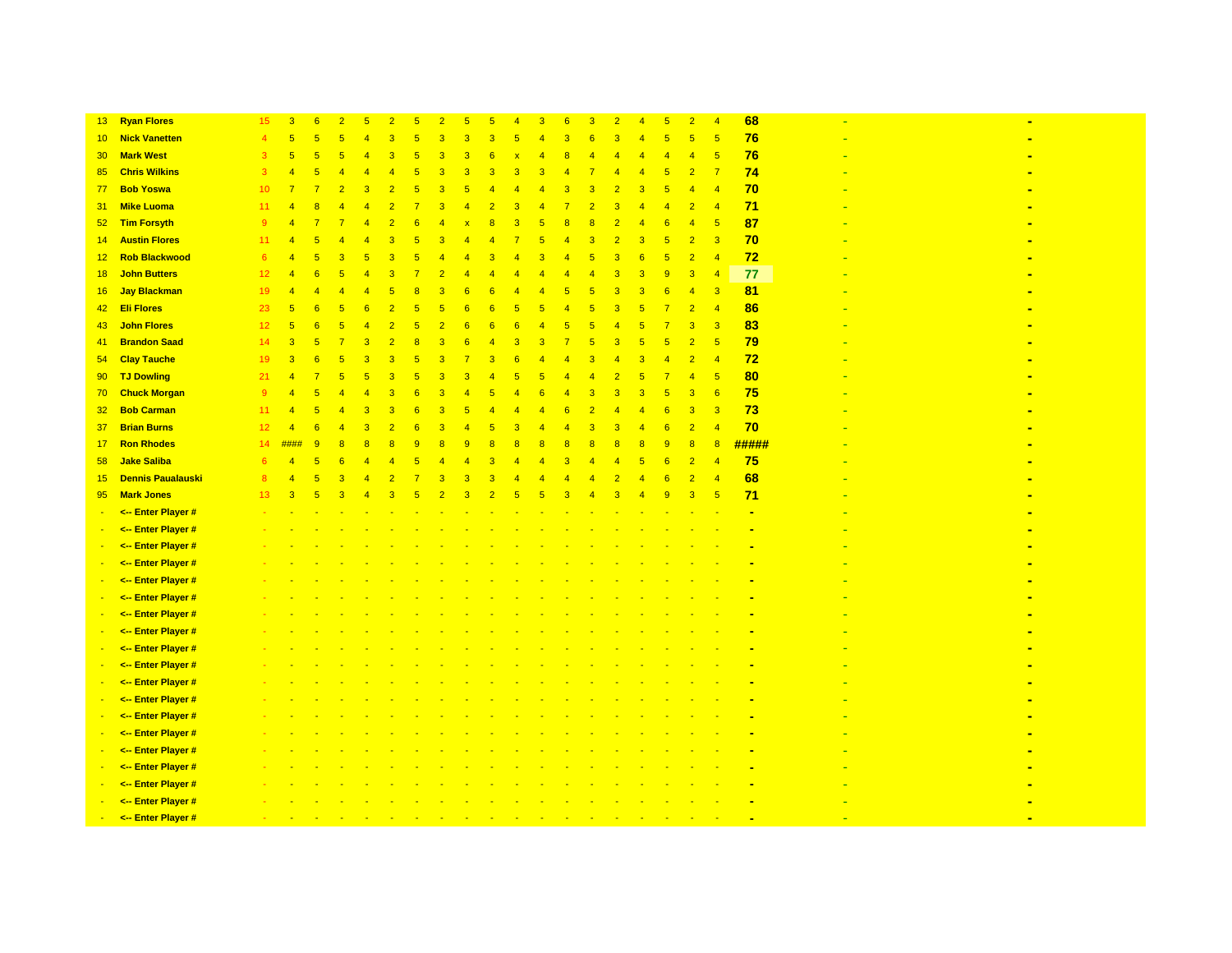| | | | | | | | | | | | | | | | | | | | | | | | |
|---|---|---|---|---|---|---|---|---|---|---|---|---|---|---|---|---|---|---|---|---|---|---|---|
| 13 | Ryan Flores | 15 | 3 | 6 | 2 | 5 | 2 | 5 | 2 | 5 | 5 | 4 | 3 | 6 | 3 | 2 | 4 | 5 | 2 | 4 | 68 | - | - |
| 10 | Nick Vanetten | 4 | 5 | 5 | 5 | 4 | 3 | 5 | 3 | 3 | 3 | 5 | 4 | 3 | 6 | 3 | 4 | 5 | 5 | 5 | 76 | - | - |
| 30 | Mark West | 3 | 5 | 5 | 5 | 4 | 3 | 5 | 3 | 3 | 6 | x | 4 | 8 | 4 | 4 | 4 | 4 | 4 | 5 | 76 | - | - |
| 85 | Chris Wilkins | 3 | 4 | 5 | 4 | 4 | 4 | 5 | 3 | 3 | 3 | 3 | 3 | 4 | 7 | 4 | 4 | 5 | 2 | 7 | 74 | - | - |
| 77 | Bob Yoswa | 10 | 7 | 7 | 2 | 3 | 2 | 5 | 3 | 5 | 4 | 4 | 4 | 3 | 3 | 2 | 3 | 5 | 4 | 4 | 70 | - | - |
| 31 | Mike Luoma | 11 | 4 | 8 | 4 | 4 | 2 | 7 | 3 | 4 | 2 | 3 | 4 | 7 | 2 | 3 | 4 | 4 | 2 | 4 | 71 | - | - |
| 52 | Tim Forsyth | 9 | 4 | 7 | 7 | 4 | 2 | 6 | 4 | x | 8 | 3 | 5 | 8 | 8 | 2 | 4 | 6 | 4 | 5 | 87 | - | - |
| 14 | Austin Flores | 11 | 4 | 5 | 4 | 4 | 3 | 5 | 3 | 4 | 4 | 7 | 5 | 4 | 3 | 2 | 3 | 5 | 2 | 3 | 70 | - | - |
| 12 | Rob Blackwood | 6 | 4 | 5 | 3 | 5 | 3 | 5 | 4 | 4 | 3 | 4 | 3 | 4 | 5 | 3 | 6 | 5 | 2 | 4 | 72 | - | - |
| 18 | John Butters | 12 | 4 | 6 | 5 | 4 | 3 | 7 | 2 | 4 | 4 | 4 | 4 | 4 | 4 | 3 | 3 | 9 | 3 | 4 | 77 | - | - |
| 16 | Jay Blackman | 19 | 4 | 4 | 4 | 4 | 5 | 8 | 3 | 6 | 6 | 4 | 4 | 5 | 5 | 3 | 3 | 6 | 4 | 3 | 81 | - | - |
| 42 | Eli Flores | 23 | 5 | 6 | 5 | 6 | 2 | 5 | 5 | 6 | 6 | 5 | 5 | 4 | 5 | 3 | 5 | 7 | 2 | 4 | 86 | - | - |
| 43 | John Flores | 12 | 5 | 6 | 5 | 4 | 2 | 5 | 2 | 6 | 6 | 6 | 4 | 5 | 5 | 4 | 5 | 7 | 3 | 3 | 83 | - | - |
| 41 | Brandon Saad | 14 | 3 | 5 | 7 | 3 | 2 | 8 | 3 | 6 | 4 | 3 | 3 | 7 | 5 | 3 | 5 | 5 | 2 | 5 | 79 | - | - |
| 54 | Clay Tauche | 19 | 3 | 6 | 5 | 3 | 3 | 5 | 3 | 7 | 3 | 6 | 4 | 4 | 3 | 4 | 3 | 4 | 2 | 4 | 72 | - | - |
| 90 | TJ Dowling | 21 | 4 | 7 | 5 | 5 | 3 | 5 | 3 | 3 | 4 | 5 | 5 | 4 | 4 | 2 | 5 | 7 | 4 | 5 | 80 | - | - |
| 70 | Chuck Morgan | 9 | 4 | 5 | 4 | 4 | 3 | 6 | 3 | 4 | 5 | 4 | 6 | 4 | 3 | 3 | 3 | 5 | 3 | 6 | 75 | - | - |
| 32 | Bob Carman | 11 | 4 | 5 | 4 | 3 | 3 | 6 | 3 | 5 | 4 | 4 | 4 | 6 | 2 | 4 | 4 | 6 | 3 | 3 | 73 | - | - |
| 37 | Brian Burns | 12 | 4 | 6 | 4 | 3 | 2 | 6 | 3 | 4 | 5 | 3 | 4 | 4 | 3 | 3 | 4 | 6 | 2 | 4 | 70 | - | - |
| 17 | Ron Rhodes | 14 | #### | 9 | 8 | 8 | 8 | 9 | 8 | 9 | 8 | 8 | 8 | 8 | 8 | 8 | 8 | 9 | 8 | 8 | ##### | - | - |
| 58 | Jake Saliba | 6 | 4 | 5 | 6 | 4 | 4 | 5 | 4 | 4 | 3 | 4 | 4 | 3 | 4 | 4 | 5 | 6 | 2 | 4 | 75 | - | - |
| 15 | Dennis Paualauski | 8 | 4 | 5 | 3 | 4 | 2 | 7 | 3 | 3 | 3 | 4 | 4 | 4 | 4 | 2 | 4 | 6 | 2 | 4 | 68 | - | - |
| 95 | Mark Jones | 13 | 3 | 5 | 3 | 4 | 3 | 5 | 2 | 3 | 2 | 5 | 5 | 3 | 4 | 3 | 4 | 9 | 3 | 5 | 71 | - | - |
| - | <-- Enter Player # | - | - | - | - | - | - | - | - | - | - | - | - | - | - | - | - | - | - | - | - | - | - |
| - | <-- Enter Player # | - | - | - | - | - | - | - | - | - | - | - | - | - | - | - | - | - | - | - | - | - | - |
| - | <-- Enter Player # | - | - | - | - | - | - | - | - | - | - | - | - | - | - | - | - | - | - | - | - | - | - |
| - | <-- Enter Player # | - | - | - | - | - | - | - | - | - | - | - | - | - | - | - | - | - | - | - | - | - | - |
| - | <-- Enter Player # | - | - | - | - | - | - | - | - | - | - | - | - | - | - | - | - | - | - | - | - | - | - |
| - | <-- Enter Player # | - | - | - | - | - | - | - | - | - | - | - | - | - | - | - | - | - | - | - | - | - | - |
| - | <-- Enter Player # | - | - | - | - | - | - | - | - | - | - | - | - | - | - | - | - | - | - | - | - | - | - |
| - | <-- Enter Player # | - | - | - | - | - | - | - | - | - | - | - | - | - | - | - | - | - | - | - | - | - | - |
| - | <-- Enter Player # | - | - | - | - | - | - | - | - | - | - | - | - | - | - | - | - | - | - | - | - | - | - |
| - | <-- Enter Player # | - | - | - | - | - | - | - | - | - | - | - | - | - | - | - | - | - | - | - | - | - | - |
| - | <-- Enter Player # | - | - | - | - | - | - | - | - | - | - | - | - | - | - | - | - | - | - | - | - | - | - |
| - | <-- Enter Player # | - | - | - | - | - | - | - | - | - | - | - | - | - | - | - | - | - | - | - | - | - | - |
| - | <-- Enter Player # | - | - | - | - | - | - | - | - | - | - | - | - | - | - | - | - | - | - | - | - | - | - |
| - | <-- Enter Player # | - | - | - | - | - | - | - | - | - | - | - | - | - | - | - | - | - | - | - | - | - | - |
| - | <-- Enter Player # | - | - | - | - | - | - | - | - | - | - | - | - | - | - | - | - | - | - | - | - | - | - |
| - | <-- Enter Player # | - | - | - | - | - | - | - | - | - | - | - | - | - | - | - | - | - | - | - | - | - | - |
| - | <-- Enter Player # | - | - | - | - | - | - | - | - | - | - | - | - | - | - | - | - | - | - | - | - | - | - |
| - | <-- Enter Player # | - | - | - | - | - | - | - | - | - | - | - | - | - | - | - | - | - | - | - | - | - | - |
| - | <-- Enter Player # | - | - | - | - | - | - | - | - | - | - | - | - | - | - | - | - | - | - | - | - | - | - |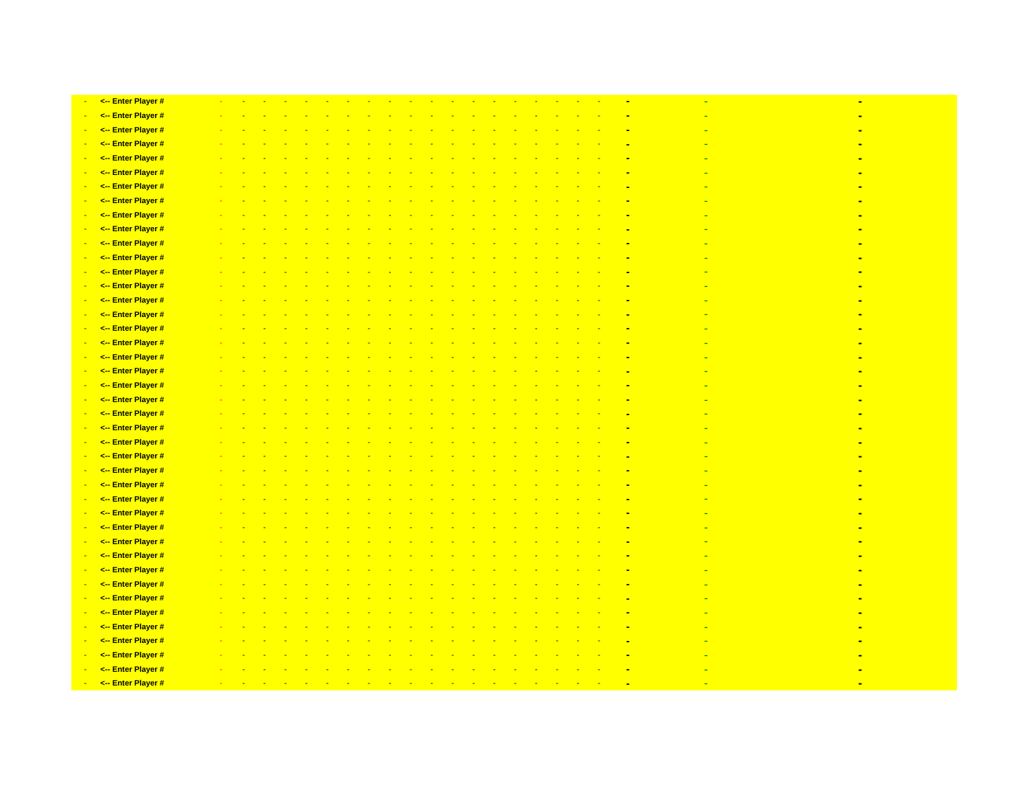| - | <-- Enter Player # | - | - | - | - | - | - | - | - | - | - | - | - | - | - | - | - | - | - | - | - | - | - |
|---|---|---|---|---|---|---|---|---|---|---|---|---|---|---|---|---|---|---|---|---|---|---|---|
| - | <-- Enter Player # | - | - | - | - | - | - | - | - | - | - | - | - | - | - | - | - | - | - | - | - | - | - |
| - | <-- Enter Player # | - | - | - | - | - | - | - | - | - | - | - | - | - | - | - | - | - | - | - | - | - | - |
| - | <-- Enter Player # | - | - | - | - | - | - | - | - | - | - | - | - | - | - | - | - | - | - | - | - | - | - |
| - | <-- Enter Player # | - | - | - | - | - | - | - | - | - | - | - | - | - | - | - | - | - | - | - | - | - | - |
| - | <-- Enter Player # | - | - | - | - | - | - | - | - | - | - | - | - | - | - | - | - | - | - | - | - | - | - |
| - | <-- Enter Player # | - | - | - | - | - | - | - | - | - | - | - | - | - | - | - | - | - | - | - | - | - | - |
| - | <-- Enter Player # | - | - | - | - | - | - | - | - | - | - | - | - | - | - | - | - | - | - | - | - | - | - |
| - | <-- Enter Player # | - | - | - | - | - | - | - | - | - | - | - | - | - | - | - | - | - | - | - | - | - | - |
| - | <-- Enter Player # | - | - | - | - | - | - | - | - | - | - | - | - | - | - | - | - | - | - | - | - | - | - |
| - | <-- Enter Player # | - | - | - | - | - | - | - | - | - | - | - | - | - | - | - | - | - | - | - | - | - | - |
| - | <-- Enter Player # | - | - | - | - | - | - | - | - | - | - | - | - | - | - | - | - | - | - | - | - | - | - |
| - | <-- Enter Player # | - | - | - | - | - | - | - | - | - | - | - | - | - | - | - | - | - | - | - | - | - | - |
| - | <-- Enter Player # | - | - | - | - | - | - | - | - | - | - | - | - | - | - | - | - | - | - | - | - | - | - |
| - | <-- Enter Player # | - | - | - | - | - | - | - | - | - | - | - | - | - | - | - | - | - | - | - | - | - | - |
| - | <-- Enter Player # | - | - | - | - | - | - | - | - | - | - | - | - | - | - | - | - | - | - | - | - | - | - |
| - | <-- Enter Player # | - | - | - | - | - | - | - | - | - | - | - | - | - | - | - | - | - | - | - | - | - | - |
| - | <-- Enter Player # | - | - | - | - | - | - | - | - | - | - | - | - | - | - | - | - | - | - | - | - | - | - |
| - | <-- Enter Player # | - | - | - | - | - | - | - | - | - | - | - | - | - | - | - | - | - | - | - | - | - | - |
| - | <-- Enter Player # | - | - | - | - | - | - | - | - | - | - | - | - | - | - | - | - | - | - | - | - | - | - |
| - | <-- Enter Player # | - | - | - | - | - | - | - | - | - | - | - | - | - | - | - | - | - | - | - | - | - | - |
| - | <-- Enter Player # | - | - | - | - | - | - | - | - | - | - | - | - | - | - | - | - | - | - | - | - | - | - |
| - | <-- Enter Player # | - | - | - | - | - | - | - | - | - | - | - | - | - | - | - | - | - | - | - | - | - | - |
| - | <-- Enter Player # | - | - | - | - | - | - | - | - | - | - | - | - | - | - | - | - | - | - | - | - | - | - |
| - | <-- Enter Player # | - | - | - | - | - | - | - | - | - | - | - | - | - | - | - | - | - | - | - | - | - | - |
| - | <-- Enter Player # | - | - | - | - | - | - | - | - | - | - | - | - | - | - | - | - | - | - | - | - | - | - |
| - | <-- Enter Player # | - | - | - | - | - | - | - | - | - | - | - | - | - | - | - | - | - | - | - | - | - | - |
| - | <-- Enter Player # | - | - | - | - | - | - | - | - | - | - | - | - | - | - | - | - | - | - | - | - | - | - |
| - | <-- Enter Player # | - | - | - | - | - | - | - | - | - | - | - | - | - | - | - | - | - | - | - | - | - | - |
| - | <-- Enter Player # | - | - | - | - | - | - | - | - | - | - | - | - | - | - | - | - | - | - | - | - | - | - |
| - | <-- Enter Player # | - | - | - | - | - | - | - | - | - | - | - | - | - | - | - | - | - | - | - | - | - | - |
| - | <-- Enter Player # | - | - | - | - | - | - | - | - | - | - | - | - | - | - | - | - | - | - | - | - | - | - |
| - | <-- Enter Player # | - | - | - | - | - | - | - | - | - | - | - | - | - | - | - | - | - | - | - | - | - | - |
| - | <-- Enter Player # | - | - | - | - | - | - | - | - | - | - | - | - | - | - | - | - | - | - | - | - | - | - |
| - | <-- Enter Player # | - | - | - | - | - | - | - | - | - | - | - | - | - | - | - | - | - | - | - | - | - | - |
| - | <-- Enter Player # | - | - | - | - | - | - | - | - | - | - | - | - | - | - | - | - | - | - | - | - | - | - |
| - | <-- Enter Player # | - | - | - | - | - | - | - | - | - | - | - | - | - | - | - | - | - | - | - | - | - | - |
| - | <-- Enter Player # | - | - | - | - | - | - | - | - | - | - | - | - | - | - | - | - | - | - | - | - | - | - |
| - | <-- Enter Player # | - | - | - | - | - | - | - | - | - | - | - | - | - | - | - | - | - | - | - | - | - | - |
| - | <-- Enter Player # | - | - | - | - | - | - | - | - | - | - | - | - | - | - | - | - | - | - | - | - | - | - |
| - | <-- Enter Player # | - | - | - | - | - | - | - | - | - | - | - | - | - | - | - | - | - | - | - | - | - | - |
| - | <-- Enter Player # | - | - | - | - | - | - | - | - | - | - | - | - | - | - | - | - | - | - | - | - | - | - |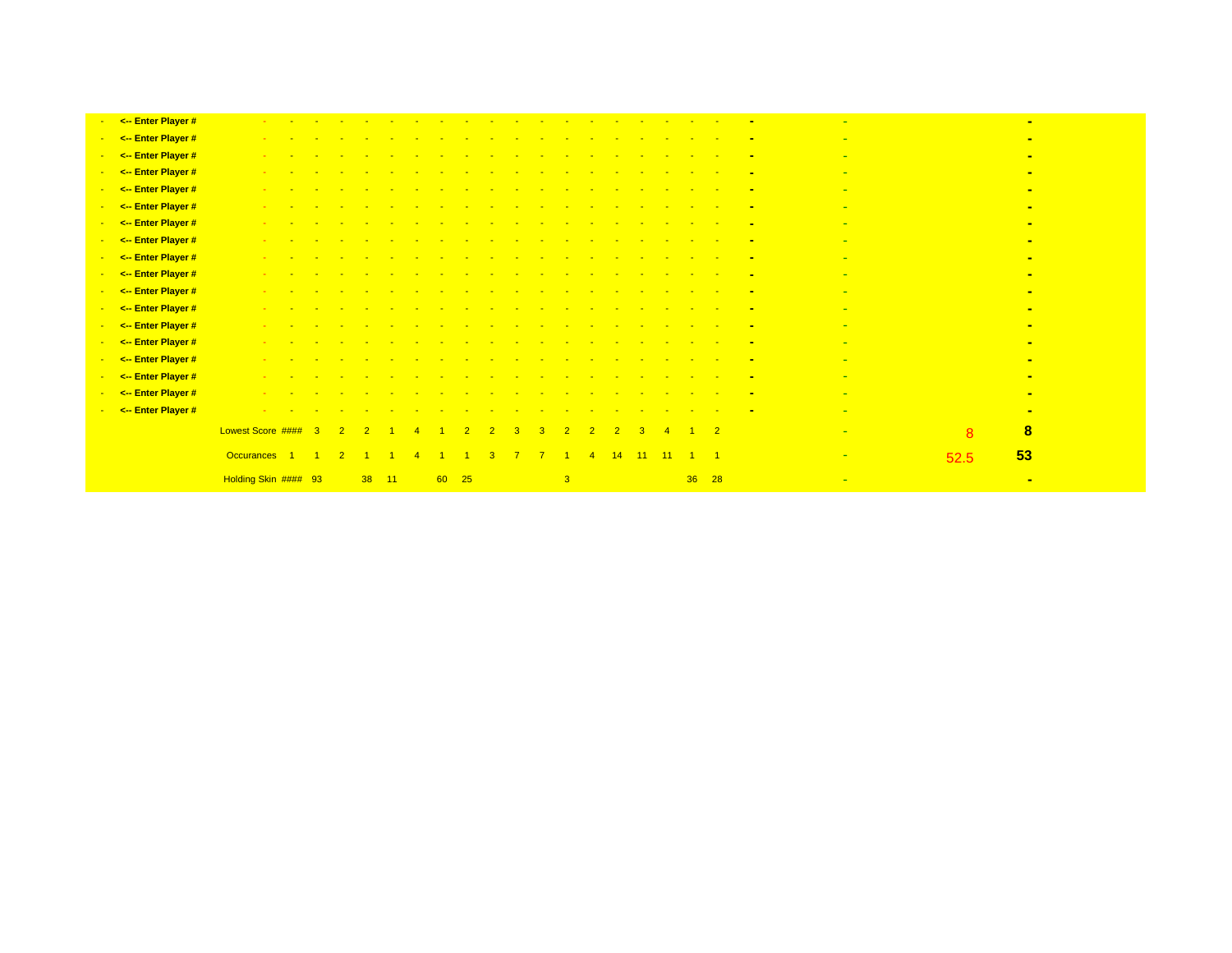| | | | | | | | | | | | | | | | | | | | | | | | | |
|---|---|---|---|---|---|---|---|---|---|---|---|---|---|---|---|---|---|---|---|---|---|---|---|---|
| - | <-- Enter Player # | - | - | - | - | - | - | - | - | - | - | - | - | - | - | - | - | - | - | - | - | - | | - |
| - | <-- Enter Player # | - | - | - | - | - | - | - | - | - | - | - | - | - | - | - | - | - | - | - | - | - | | - |
| - | <-- Enter Player # | - | - | - | - | - | - | - | - | - | - | - | - | - | - | - | - | - | - | - | - | - | | - |
| - | <-- Enter Player # | - | - | - | - | - | - | - | - | - | - | - | - | - | - | - | - | - | - | - | - | - | | - |
| - | <-- Enter Player # | - | - | - | - | - | - | - | - | - | - | - | - | - | - | - | - | - | - | - | - | - | | - |
| - | <-- Enter Player # | - | - | - | - | - | - | - | - | - | - | - | - | - | - | - | - | - | - | - | - | - | | - |
| - | <-- Enter Player # | - | - | - | - | - | - | - | - | - | - | - | - | - | - | - | - | - | - | - | - | - | | - |
| - | <-- Enter Player # | - | - | - | - | - | - | - | - | - | - | - | - | - | - | - | - | - | - | - | - | - | | - |
| - | <-- Enter Player # | - | - | - | - | - | - | - | - | - | - | - | - | - | - | - | - | - | - | - | - | - | | - |
| - | <-- Enter Player # | - | - | - | - | - | - | - | - | - | - | - | - | - | - | - | - | - | - | - | - | - | | - |
| - | <-- Enter Player # | - | - | - | - | - | - | - | - | - | - | - | - | - | - | - | - | - | - | - | - | - | | - |
| - | <-- Enter Player # | - | - | - | - | - | - | - | - | - | - | - | - | - | - | - | - | - | - | - | - | - | | - |
| - | <-- Enter Player # | - | - | - | - | - | - | - | - | - | - | - | - | - | - | - | - | - | - | - | - | - | | - |
| - | <-- Enter Player # | - | - | - | - | - | - | - | - | - | - | - | - | - | - | - | - | - | - | - | - | - | | - |
| - | <-- Enter Player # | - | - | - | - | - | - | - | - | - | - | - | - | - | - | - | - | - | - | - | - | - | | - |
| - | <-- Enter Player # | - | - | - | - | - | - | - | - | - | - | - | - | - | - | - | - | - | - | - | - | - | | - |
| - | <-- Enter Player # | - | - | - | - | - | - | - | - | - | - | - | - | - | - | - | - | - | - | - | - | - | | - |
| - | <-- Enter Player # | - | - | - | - | - | - | - | - | - | - | - | - | - | - | - | - | - | - | - | - | - | | - |
| | | Lowest Score | #### | 3 | 2 | 2 | 1 | 4 | 1 | 2 | 2 | 3 | 3 | 2 | 2 | 2 | 3 | 4 | 1 | 2 | | - | 8 | 8 |
| | | Occurances | 1 | 1 | 2 | 1 | 1 | 4 | 1 | 1 | 3 | 7 | 7 | 1 | 4 | 14 | 11 | 11 | 1 | 1 | | - | 52.5 | 53 |
| | | Holding Skin | #### | 93 | | 38 | 11 | | 60 | 25 | | | | 3 | | | | | 36 | 28 | | - | | - |